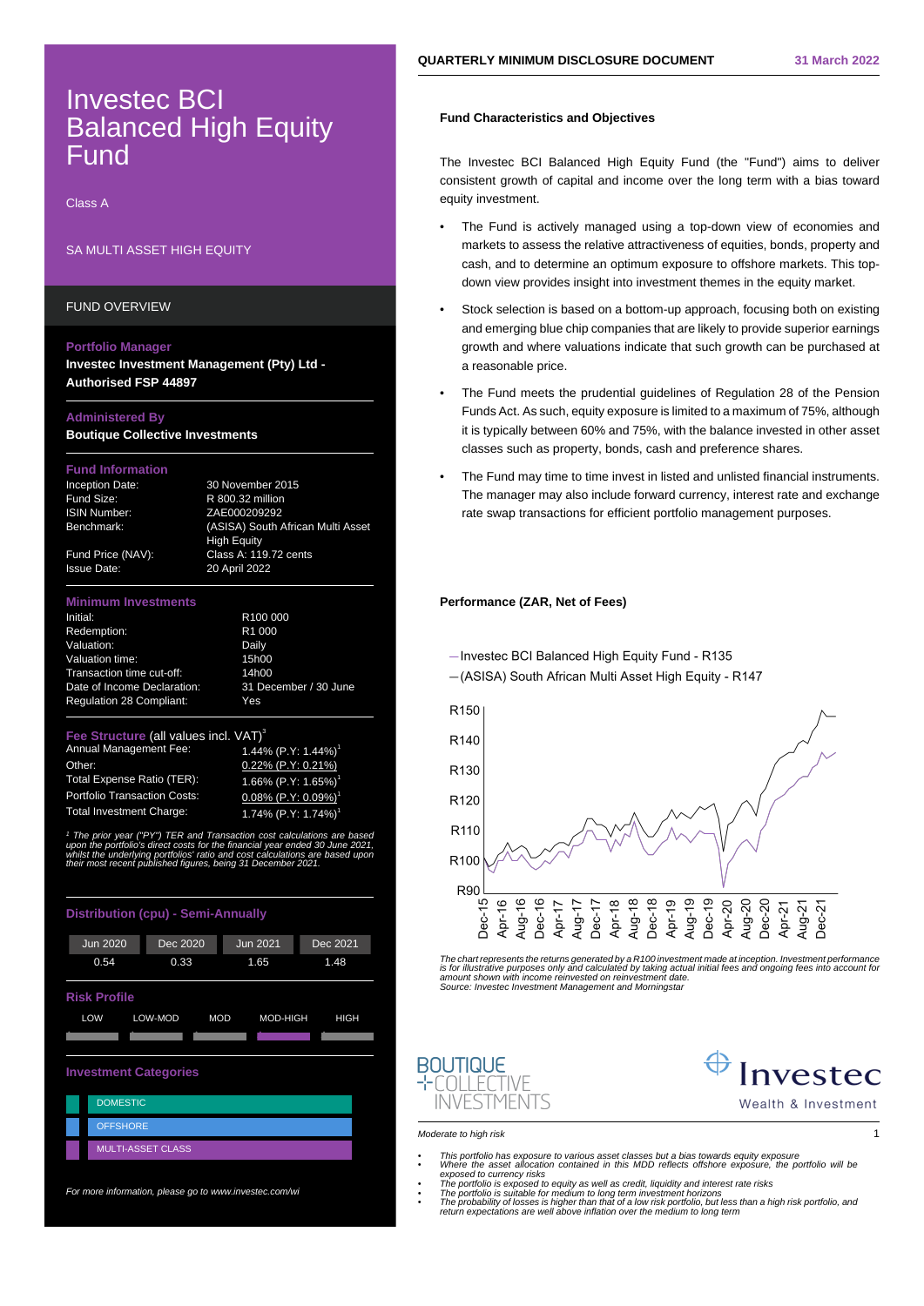# Investec BCI Balanced High Equity Fund

Class A

SA MULTI ASSET HIGH EQUITY

## FUND OVERVIEW

**Portfolio Manager**
**Investec Investment Management (Pty) Ltd - Authorised FSP 44897**

**Administered By**
**Boutique Collective Investments**

### Fund Information

| | |
|---|---|
| Inception Date: | 30 November 2015 |
| Fund Size: | R 800.32 million |
| ISIN Number: | ZAE000209292 |
| Benchmark: | (ASISA) South African Multi Asset High Equity |
| Fund Price (NAV): | Class A: 119.72 cents |
| Issue Date: | 20 April 2022 |

### Minimum Investments

| | |
|---|---|
| Initial: | R100 000 |
| Redemption: | R1 000 |
| Valuation: | Daily |
| Valuation time: | 15h00 |
| Transaction time cut-off: | 14h00 |
| Date of Income Declaration: | 31 December / 30 June |
| Regulation 28 Compliant: | Yes |

### Fee Structure (all values incl. VAT)[3]

| | |
|---|---|
| Annual Management Fee: | 1.44% (P.Y: 1.44%)[1] |
| Other: | 0.22% (P.Y: 0.21%) |
| Total Expense Ratio (TER): | 1.66% (P.Y: 1.65%)[1] |
| Portfolio Transaction Costs: | 0.08% (P.Y: 0.09%)[1] |
| Total Investment Charge: | 1.74% (P.Y: 1.74%)[1] |

*[1] The prior year ("PY") TER and Transaction cost calculations are based upon the portfolio's direct costs for the financial year ended 30 June 2021, whilst the underlying portfolios' ratio and cost calculations are based upon their most recent published figures, being 31 December 2021.*

### Distribution (cpu) - Semi-Annually

| Jun 2020 | Dec 2020 | Jun 2021 | Dec 2021 |
|---|---|---|---|
| 0.54 | 0.33 | 1.65 | 1.48 |

### Risk Profile

LOW | LOW-MOD | MOD | **MOD-HIGH** | HIGH

### Investment Categories

- DOMESTIC
- OFFSHORE
- MULTI-ASSET CLASS

*For more information, please go to www.investec.com/wi*

## Fund Characteristics and Objectives

The Investec BCI Balanced High Equity Fund (the "Fund") aims to deliver consistent growth of capital and income over the long term with a bias toward equity investment.

- The Fund is actively managed using a top-down view of economies and markets to assess the relative attractiveness of equities, bonds, property and cash, and to determine an optimum exposure to offshore markets. This top-down view provides insight into investment themes in the equity market.
- Stock selection is based on a bottom-up approach, focusing both on existing and emerging blue chip companies that are likely to provide superior earnings growth and where valuations indicate that such growth can be purchased at a reasonable price.
- The Fund meets the prudential guidelines of Regulation 28 of the Pension Funds Act. As such, equity exposure is limited to a maximum of 75%, although it is typically between 60% and 75%, with the balance invested in other asset classes such as property, bonds, cash and preference shares.
- The Fund may time to time invest in listed and unlisted financial instruments. The manager may also include forward currency, interest rate and exchange rate swap transactions for efficient portfolio management purposes.

## Performance (ZAR, Net of Fees)

— Investec BCI Balanced High Equity Fund - R135
— (ASISA) South African Multi Asset High Equity - R147

*The chart represents the returns generated by a R100 investment made at inception. Investment performance is for illustrative purposes only and calculated by taking actual initial fees and ongoing fees into account for amount shown with income reinvested on reinvestment date.*
*Source: Investec Investment Management and Morningstar*

*Moderate to high risk*

- *This portfolio has exposure to various asset classes but a bias towards equity exposure*
- *Where the asset allocation contained in this MDD reflects offshore exposure, the portfolio will be exposed to currency risks*
- *The portfolio is exposed to equity as well as credit, liquidity and interest rate risks*
- *The portfolio is suitable for medium to long term investment horizons*
- *The probability of losses is higher than that of a low risk portfolio, but less than a high risk portfolio, and return expectations are well above inflation over the medium to long term*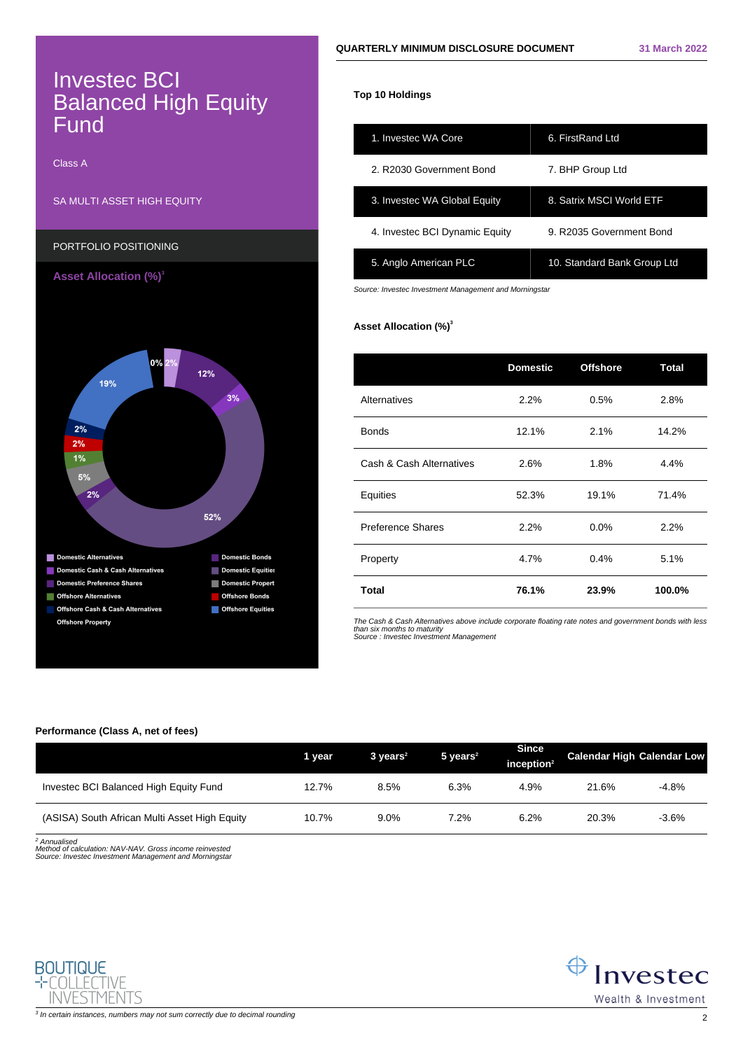# Investec BCI Balanced High Equity Fund

Class A

SA MULTI ASSET HIGH EQUITY

PORTFOLIO POSITIONING

**Asset Allocation (%)**[3]

- Domestic Alternatives
- Domestic Bonds
- Domestic Cash & Cash Alternatives
- Domestic Equities
- Domestic Preference Shares
- Domestic Property
- Offshore Alternatives
- Offshore Bonds
- Offshore Cash & Cash Alternatives
- Offshore Equities
- Offshore Property

QUARTERLY MINIMUM DISCLOSURE DOCUMENT — 31 March 2022

**Top 10 Holdings**

| | |
|---|---|
| 1. Investec WA Core | 6. FirstRand Ltd |
| 2. R2030 Government Bond | 7. BHP Group Ltd |
| 3. Investec WA Global Equity | 8. Satrix MSCI World ETF |
| 4. Investec BCI Dynamic Equity | 9. R2035 Government Bond |
| 5. Anglo American PLC | 10. Standard Bank Group Ltd |

*Source: Investec Investment Management and Morningstar*

**Asset Allocation (%)**[3]

| | Domestic | Offshore | Total |
|---|---|---|---|
| Alternatives | 2.2% | 0.5% | 2.8% |
| Bonds | 12.1% | 2.1% | 14.2% |
| Cash & Cash Alternatives | 2.6% | 1.8% | 4.4% |
| Equities | 52.3% | 19.1% | 71.4% |
| Preference Shares | 2.2% | 0.0% | 2.2% |
| Property | 4.7% | 0.4% | 5.1% |
| **Total** | **76.1%** | **23.9%** | **100.0%** |

*The Cash & Cash Alternatives above include corporate floating rate notes and government bonds with less than six months to maturity*
*Source : Investec Investment Management*

**Performance (Class A, net of fees)**

| | 1 year | 3 years[2] | 5 years[2] | Since inception[2] | Calendar High | Calendar Low |
|---|---|---|---|---|---|---|
| Investec BCI Balanced High Equity Fund | 12.7% | 8.5% | 6.3% | 4.9% | 21.6% | -4.8% |
| (ASISA) South African Multi Asset High Equity | 10.7% | 9.0% | 7.2% | 6.2% | 20.3% | -3.6% |

*[2] Annualised*
*Method of calculation: NAV-NAV. Gross income reinvested*
*Source: Investec Investment Management and Morningstar*

*[3] In certain instances, numbers may not sum correctly due to decimal rounding*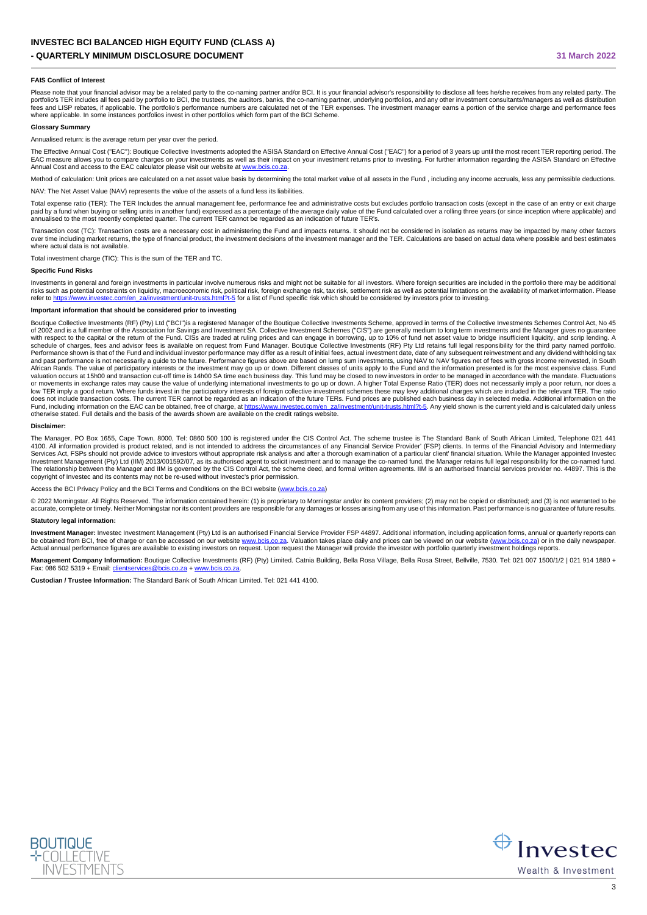## FAIS Conflict of Interest

Please note that your financial advisor may be a related party to the co-naming partner and/or BCI. It is your financial advisor's responsibility to disclose all fees he/she receives from any related party. The portfolio's TER includes all fees paid by portfolio to BCI, the trustees, the auditors, banks, the co-naming partner, underlying portfolios, and any other investment consultants/managers as well as distribution fees and LISP rebates, if applicable. The portfolio's performance numbers are calculated net of the TER expenses. The investment manager earns a portion of the service charge and performance fees where applicable. In some instances portfolios invest in other portfolios which form part of the BCI Scheme.

## Glossary Summary

Annualised return: is the average return per year over the period.

The Effective Annual Cost ("EAC"): Boutique Collective Investments adopted the ASISA Standard on Effective Annual Cost ("EAC") for a period of 3 years up until the most recent TER reporting period. The EAC measure allows you to compare charges on your investments as well as their impact on your investment returns prior to investing. For further information regarding the ASISA Standard on Effective Annual Cost and access to the EAC calculator please visit our website at www.bcis.co.za.

Method of calculation: Unit prices are calculated on a net asset value basis by determining the total market value of all assets in the Fund , including any income accruals, less any permissible deductions.

NAV: The Net Asset Value (NAV) represents the value of the assets of a fund less its liabilities.

Total expense ratio (TER): The TER Includes the annual management fee, performance fee and administrative costs but excludes portfolio transaction costs (except in the case of an entry or exit charge paid by a fund when buying or selling units in another fund) expressed as a percentage of the average daily value of the Fund calculated over a rolling three years (or since inception where applicable) and annualised to the most recently completed quarter. The current TER cannot be regarded as an indication of future TER's.

Transaction cost (TC): Transaction costs are a necessary cost in administering the Fund and impacts returns. It should not be considered in isolation as returns may be impacted by many other factors over time including market returns, the type of financial product, the investment decisions of the investment manager and the TER. Calculations are based on actual data where possible and best estimates where actual data is not available.

Total investment charge (TIC): This is the sum of the TER and TC.

## Specific Fund Risks

Investments in general and foreign investments in particular involve numerous risks and might not be suitable for all investors. Where foreign securities are included in the portfolio there may be additional risks such as potential constraints on liquidity, macroeconomic risk, political risk, foreign exchange risk, tax risk, settlement risk as well as potential limitations on the availability of market information. Please refer to https://www.investec.com/en_za/investment/unit-trusts.html?t-5 for a list of Fund specific risk which should be considered by investors prior to investing.

## Important information that should be considered prior to investing

Boutique Collective Investments (RF) (Pty) Ltd ("BCI")is a registered Manager of the Boutique Collective Investments Scheme, approved in terms of the Collective Investments Schemes Control Act, No 45 of 2002 and is a full member of the Association for Savings and Investment SA. Collective Investment Schemes ("CIS") are generally medium to long term investments and the Manager gives no guarantee with respect to the capital or the return of the Fund. CISs are traded at ruling prices and can engage in borrowing, up to 10% of fund net asset value to bridge insufficient liquidity, and scrip lending. A schedule of charges, fees and advisor fees is available on request from Fund Manager. Boutique Collective Investments (RF) Pty Ltd retains full legal responsibility for the third party named portfolio. Performance shown is that of the Fund and individual investor performance may differ as a result of initial fees, actual investment date, date of any subsequent reinvestment and any dividend withholding tax and past performance is not necessarily a guide to the future. Performance figures above are based on lump sum investments, using NAV to NAV figures net of fees with gross income reinvested, in South African Rands. The value of participatory interests or the investment may go up or down. Different classes of units apply to the Fund and the information presented is for the most expensive class. Fund valuation occurs at 15h00 and transaction cut-off time is 14h00 SA time each business day. This fund may be closed to new investors in order to be managed in accordance with the mandate. Fluctuations or movements in exchange rates may cause the value of underlying international investments to go up or down. A higher Total Expense Ratio (TER) does not necessarily imply a poor return, nor does a low TER imply a good return. Where funds invest in the participatory interests of foreign collective investment schemes these may levy additional charges which are included in the relevant TER. The ratio does not include transaction costs. The current TER cannot be regarded as an indication of the future TERs. Fund prices are published each business day in selected media. Additional information on the Fund, including information on the EAC can be obtained, free of charge, at https://www.investec.com/en_za/investment/unit-trusts.html?t-5. Any yield shown is the current yield and is calculated daily unless otherwise stated. Full details and the basis of the awards shown are available on the credit ratings website.

## Disclaimer:

The Manager, PO Box 1655, Cape Town, 8000, Tel: 0860 500 100 is registered under the CIS Control Act. The scheme trustee is The Standard Bank of South African Limited, Telephone 021 441 4100. All information provided is product related, and is not intended to address the circumstances of any Financial Service Provider' (FSP) clients. In terms of the Financial Advisory and Intermediary Services Act, FSPs should not provide advice to investors without appropriate risk analysis and after a thorough examination of a particular client' financial situation. While the Manager appointed Investec Investment Management (Pty) Ltd (IIM) 2013/001592/07, as its authorised agent to solicit investment and to manage the co-named fund, the Manager retains full legal responsibility for the co-named fund. The relationship between the Manager and IIM is governed by the CIS Control Act, the scheme deed, and formal written agreements. IIM is an authorised financial services provider no. 44897. This is the copyright of Investec and its contents may not be re-used without Investec's prior permission.

Access the BCI Privacy Policy and the BCI Terms and Conditions on the BCI website (www.bcis.co.za)

© 2022 Morningstar. All Rights Reserved. The information contained herein: (1) is proprietary to Morningstar and/or its content providers; (2) may not be copied or distributed; and (3) is not warranted to be accurate, complete or timely. Neither Morningstar nor its content providers are responsible for any damages or losses arising from any use of this information. Past performance is no guarantee of future results.

## Statutory legal information:

**Investment Manager:** Investec Investment Management (Pty) Ltd is an authorised Financial Service Provider FSP 44897. Additional information, including application forms, annual or quarterly reports can be obtained from BCI, free of charge or can be accessed on our website www.bcis.co.za. Valuation takes place daily and prices can be viewed on our website (www.bcis.co.za) or in the daily newspaper. Actual annual performance figures are available to existing investors on request. Upon request the Manager will provide the investor with portfolio quarterly investment holdings reports.

**Management Company Information:** Boutique Collective Investments (RF) (Pty) Limited. Catnia Building, Bella Rosa Village, Bella Rosa Street, Bellville, 7530. Tel: 021 007 1500/1/2 | 021 914 1880 + Fax: 086 502 5319 + Email: clientservices@bcis.co.za + www.bcis.co.za.

**Custodian / Trustee Information:** The Standard Bank of South African Limited. Tel: 021 441 4100.